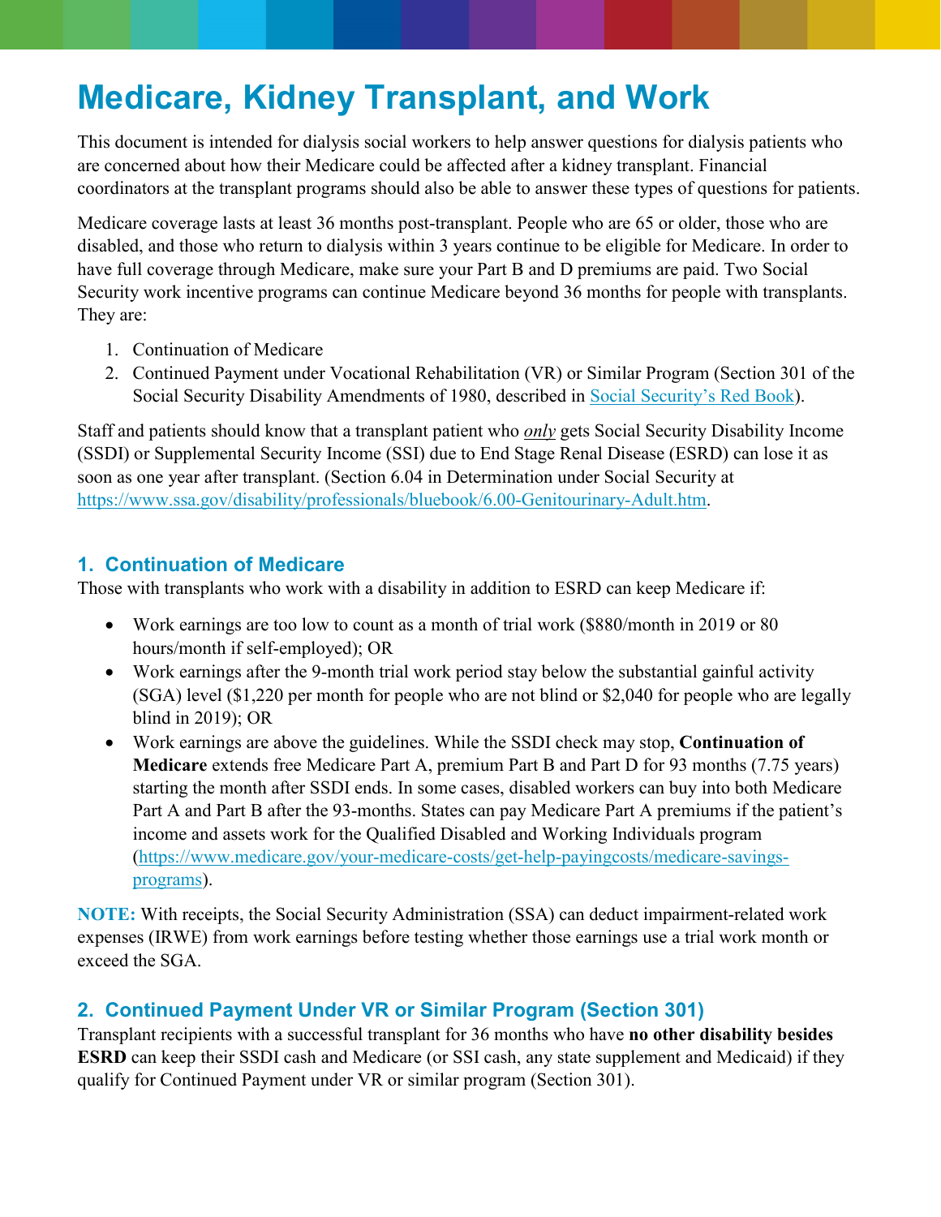# Medicare, Kidney Transplant, and Work

This document is intended for dialysis social workers to help answer questions for dialysis patients who are concerned about how their Medicare could be affected after a kidney transplant. Financial coordinators at the transplant programs should also be able to answer these types of questions for patients.

Medicare coverage lasts at least 36 months post-transplant. People who are 65 or older, those who are disabled, and those who return to dialysis within 3 years continue to be eligible for Medicare. In order to have full coverage through Medicare, make sure your Part B and D premiums are paid. Two Social Security work incentive programs can continue Medicare beyond 36 months for people with transplants. They are:

1. Continuation of Medicare
2. Continued Payment under Vocational Rehabilitation (VR) or Similar Program (Section 301 of the Social Security Disability Amendments of 1980, described in [Social Security's Red Book](#)).

Staff and patients should know that a transplant patient who ***only*** gets Social Security Disability Income (SSDI) or Supplemental Security Income (SSI) due to End Stage Renal Disease (ESRD) can lose it as soon as one year after transplant. (Section 6.04 in Determination under Social Security at https://www.ssa.gov/disability/professionals/bluebook/6.00-Genitourinary-Adult.htm.

## 1. Continuation of Medicare

Those with transplants who work with a disability in addition to ESRD can keep Medicare if:

- Work earnings are too low to count as a month of trial work ($880/month in 2019 or 80 hours/month if self-employed); OR
- Work earnings after the 9-month trial work period stay below the substantial gainful activity (SGA) level ($1,220 per month for people who are not blind or $2,040 for people who are legally blind in 2019); OR
- Work earnings are above the guidelines. While the SSDI check may stop, **Continuation of Medicare** extends free Medicare Part A, premium Part B and Part D for 93 months (7.75 years) starting the month after SSDI ends. In some cases, disabled workers can buy into both Medicare Part A and Part B after the 93-months. States can pay Medicare Part A premiums if the patient's income and assets work for the Qualified Disabled and Working Individuals program (https://www.medicare.gov/your-medicare-costs/get-help-payingcosts/medicare-savings-programs).

**NOTE:** With receipts, the Social Security Administration (SSA) can deduct impairment-related work expenses (IRWE) from work earnings before testing whether those earnings use a trial work month or exceed the SGA.

## 2. Continued Payment Under VR or Similar Program (Section 301)

Transplant recipients with a successful transplant for 36 months who have **no other disability besides ESRD** can keep their SSDI cash and Medicare (or SSI cash, any state supplement and Medicaid) if they qualify for Continued Payment under VR or similar program (Section 301).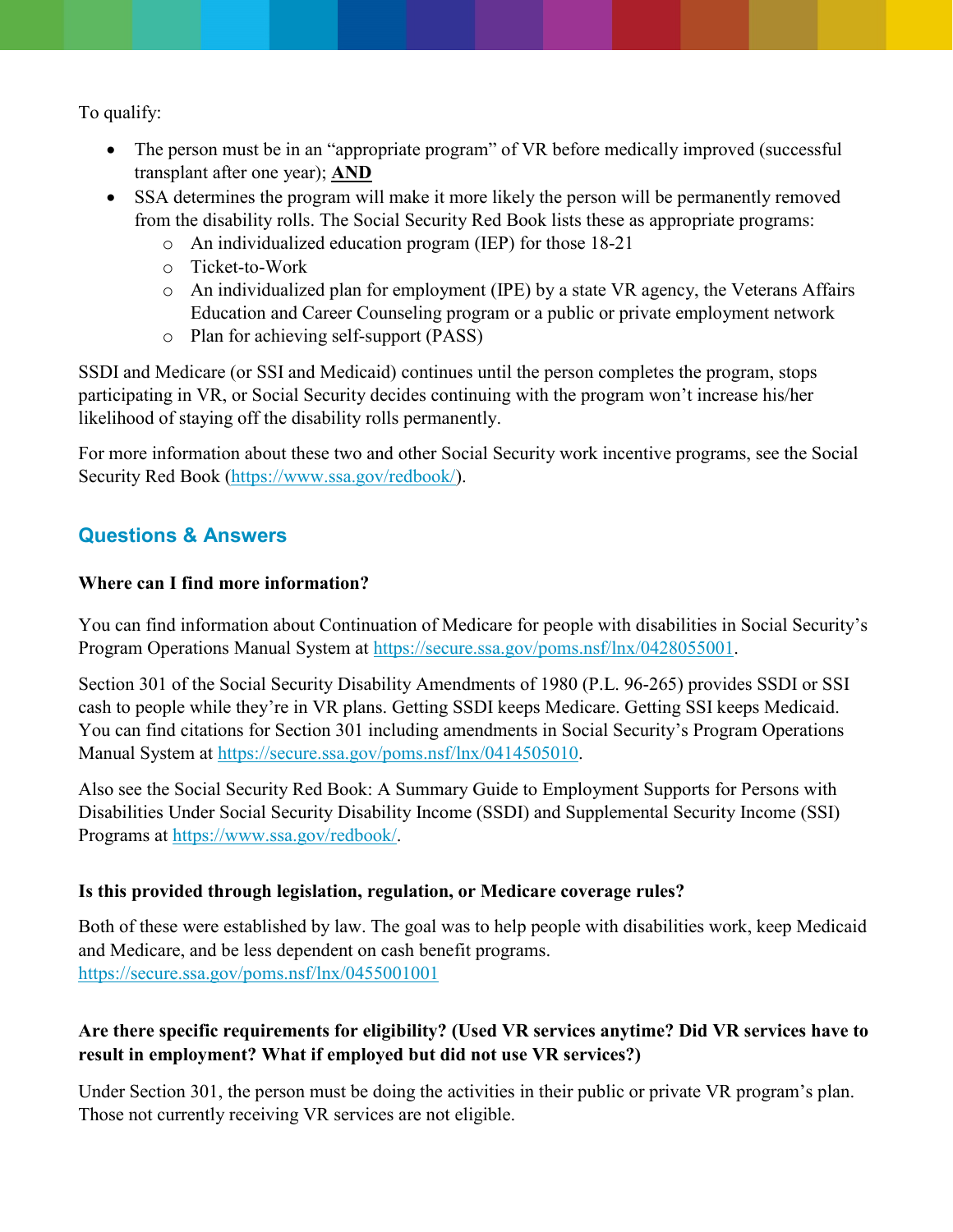To qualify:

- The person must be in an "appropriate program" of VR before medically improved (successful transplant after one year); **AND**
- SSA determines the program will make it more likely the person will be permanently removed from the disability rolls. The Social Security Red Book lists these as appropriate programs:
  - An individualized education program (IEP) for those 18-21
  - Ticket-to-Work
  - An individualized plan for employment (IPE) by a state VR agency, the Veterans Affairs Education and Career Counseling program or a public or private employment network
  - Plan for achieving self-support (PASS)

SSDI and Medicare (or SSI and Medicaid) continues until the person completes the program, stops participating in VR, or Social Security decides continuing with the program won't increase his/her likelihood of staying off the disability rolls permanently.

For more information about these two and other Social Security work incentive programs, see the Social Security Red Book (https://www.ssa.gov/redbook/).

## Questions & Answers

**Where can I find more information?**

You can find information about Continuation of Medicare for people with disabilities in Social Security's Program Operations Manual System at https://secure.ssa.gov/poms.nsf/lnx/0428055001.

Section 301 of the Social Security Disability Amendments of 1980 (P.L. 96-265) provides SSDI or SSI cash to people while they're in VR plans. Getting SSDI keeps Medicare. Getting SSI keeps Medicaid. You can find citations for Section 301 including amendments in Social Security's Program Operations Manual System at https://secure.ssa.gov/poms.nsf/lnx/0414505010.

Also see the Social Security Red Book: A Summary Guide to Employment Supports for Persons with Disabilities Under Social Security Disability Income (SSDI) and Supplemental Security Income (SSI) Programs at https://www.ssa.gov/redbook/.

**Is this provided through legislation, regulation, or Medicare coverage rules?**

Both of these were established by law. The goal was to help people with disabilities work, keep Medicaid and Medicare, and be less dependent on cash benefit programs.
https://secure.ssa.gov/poms.nsf/lnx/0455001001

**Are there specific requirements for eligibility? (Used VR services anytime? Did VR services have to result in employment? What if employed but did not use VR services?)**

Under Section 301, the person must be doing the activities in their public or private VR program's plan. Those not currently receiving VR services are not eligible.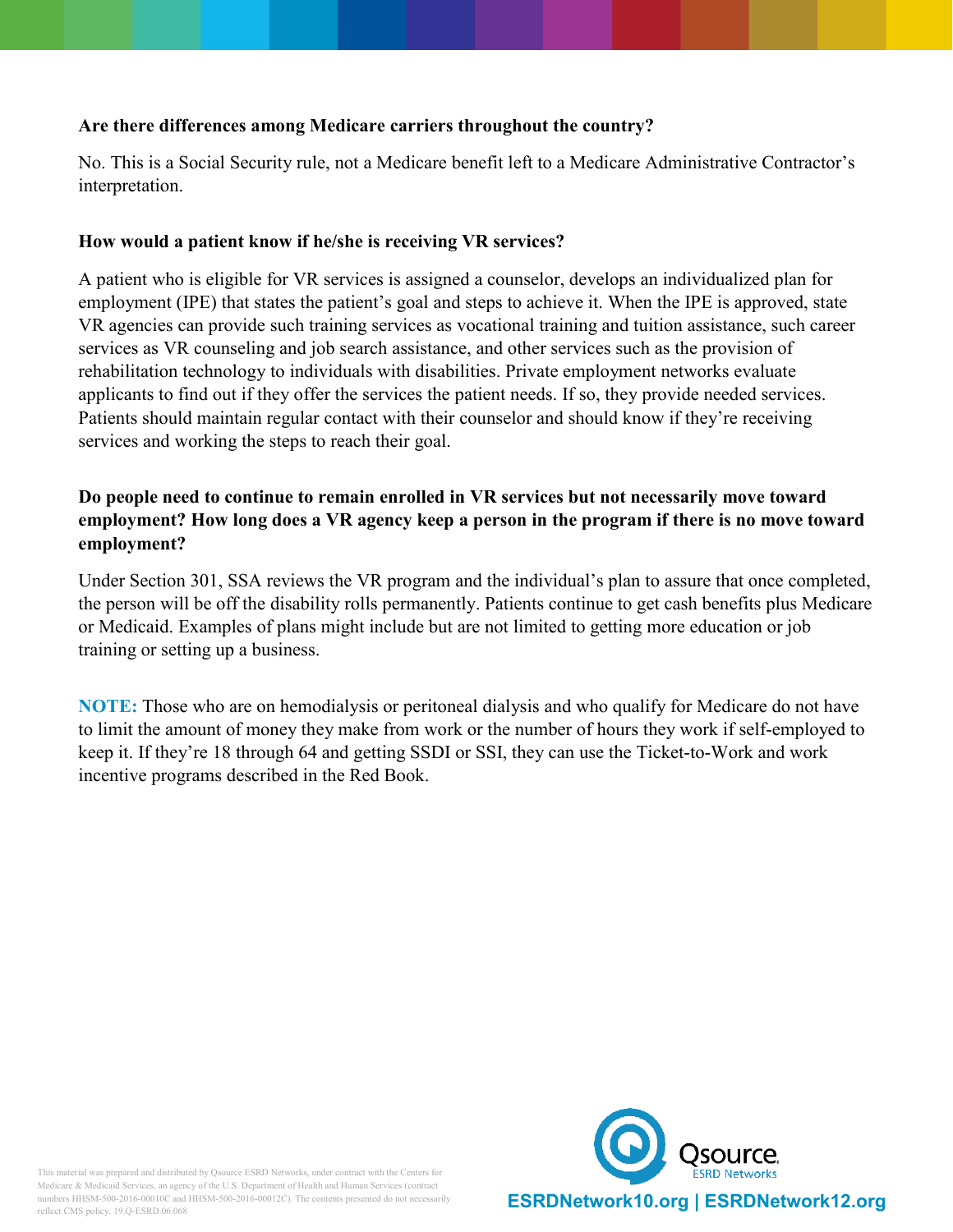**Are there differences among Medicare carriers throughout the country?**

No. This is a Social Security rule, not a Medicare benefit left to a Medicare Administrative Contractor's interpretation.

**How would a patient know if he/she is receiving VR services?**

A patient who is eligible for VR services is assigned a counselor, develops an individualized plan for employment (IPE) that states the patient's goal and steps to achieve it. When the IPE is approved, state VR agencies can provide such training services as vocational training and tuition assistance, such career services as VR counseling and job search assistance, and other services such as the provision of rehabilitation technology to individuals with disabilities. Private employment networks evaluate applicants to find out if they offer the services the patient needs. If so, they provide needed services. Patients should maintain regular contact with their counselor and should know if they're receiving services and working the steps to reach their goal.

**Do people need to continue to remain enrolled in VR services but not necessarily move toward employment? How long does a VR agency keep a person in the program if there is no move toward employment?**

Under Section 301, SSA reviews the VR program and the individual's plan to assure that once completed, the person will be off the disability rolls permanently. Patients continue to get cash benefits plus Medicare or Medicaid. Examples of plans might include but are not limited to getting more education or job training or setting up a business.

**NOTE:** Those who are on hemodialysis or peritoneal dialysis and who qualify for Medicare do not have to limit the amount of money they make from work or the number of hours they work if self-employed to keep it. If they're 18 through 64 and getting SSDI or SSI, they can use the Ticket-to-Work and work incentive programs described in the Red Book.

This material was prepared and distributed by Qsource ESRD Networks, under contract with the Centers for Medicare & Medicaid Services, an agency of the U.S. Department of Health and Human Services (contract numbers HHSM-500-2016-00010C and HHSM-500-2016-00012C). The contents presented do not necessarily reflect CMS policy. 19.Q-ESRD.06.068

Qsource ESRD Networks

ESRDNetwork10.org | ESRDNetwork12.org